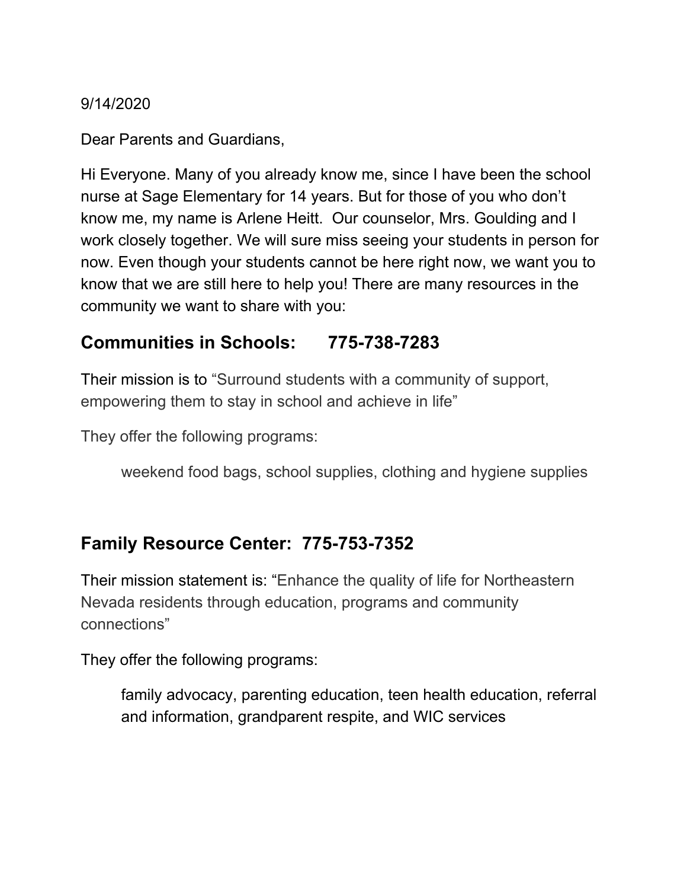9/14/2020

Dear Parents and Guardians,

Hi Everyone. Many of you already know me, since I have been the school nurse at Sage Elementary for 14 years. But for those of you who don't know me, my name is Arlene Heitt. Our counselor, Mrs. Goulding and I work closely together. We will sure miss seeing your students in person for now. Even though your students cannot be here right now, we want you to know that we are still here to help you! There are many resources in the community we want to share with you:

## Communities in Schools: 775-738-7283

Their mission is to "Surround students with a community of support, empowering them to stay in school and achieve in life"

They offer the following programs:

> weekend food bags, school supplies, clothing and hygiene supplies

## Family Resource Center: 775-753-7352

Their mission statement is: "Enhance the quality of life for Northeastern Nevada residents through education, programs and community connections"

They offer the following programs:

> family advocacy, parenting education, teen health education, referral and information, grandparent respite, and WIC services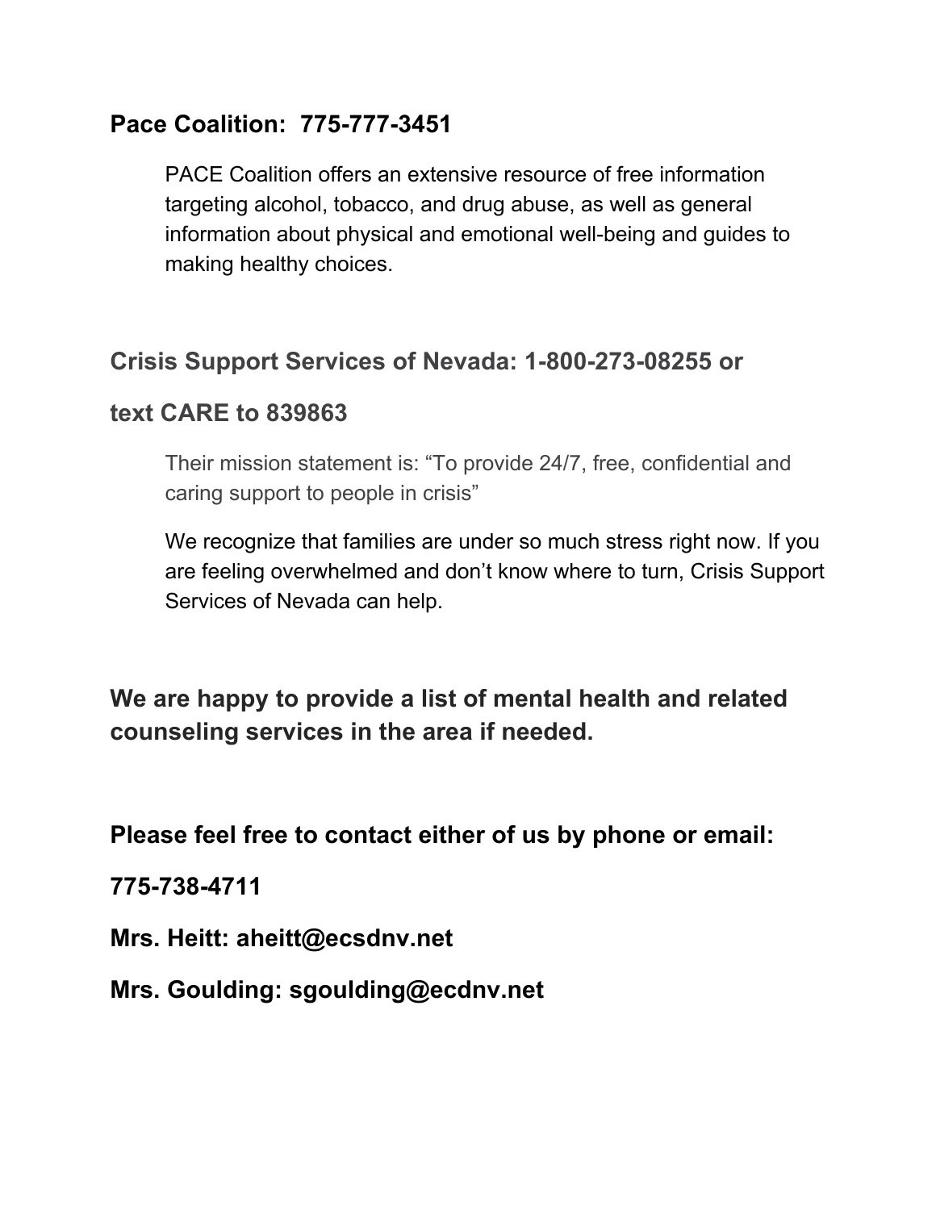**Pace Coalition: 775-777-3451**

PACE Coalition offers an extensive resource of free information targeting alcohol, tobacco, and drug abuse, as well as general information about physical and emotional well-being and guides to making healthy choices.

**Crisis Support Services of Nevada: 1-800-273-08255 or**

**text CARE to 839863**

Their mission statement is: "To provide 24/7, free, confidential and caring support to people in crisis"

We recognize that families are under so much stress right now. If you are feeling overwhelmed and don't know where to turn, Crisis Support Services of Nevada can help.

**We are happy to provide a list of mental health and related counseling services in the area if needed.**

**Please feel free to contact either of us by phone or email:**

**775-738-4711**

**Mrs. Heitt: aheitt@ecsdnv.net**

**Mrs. Goulding: sgoulding@ecdnv.net**